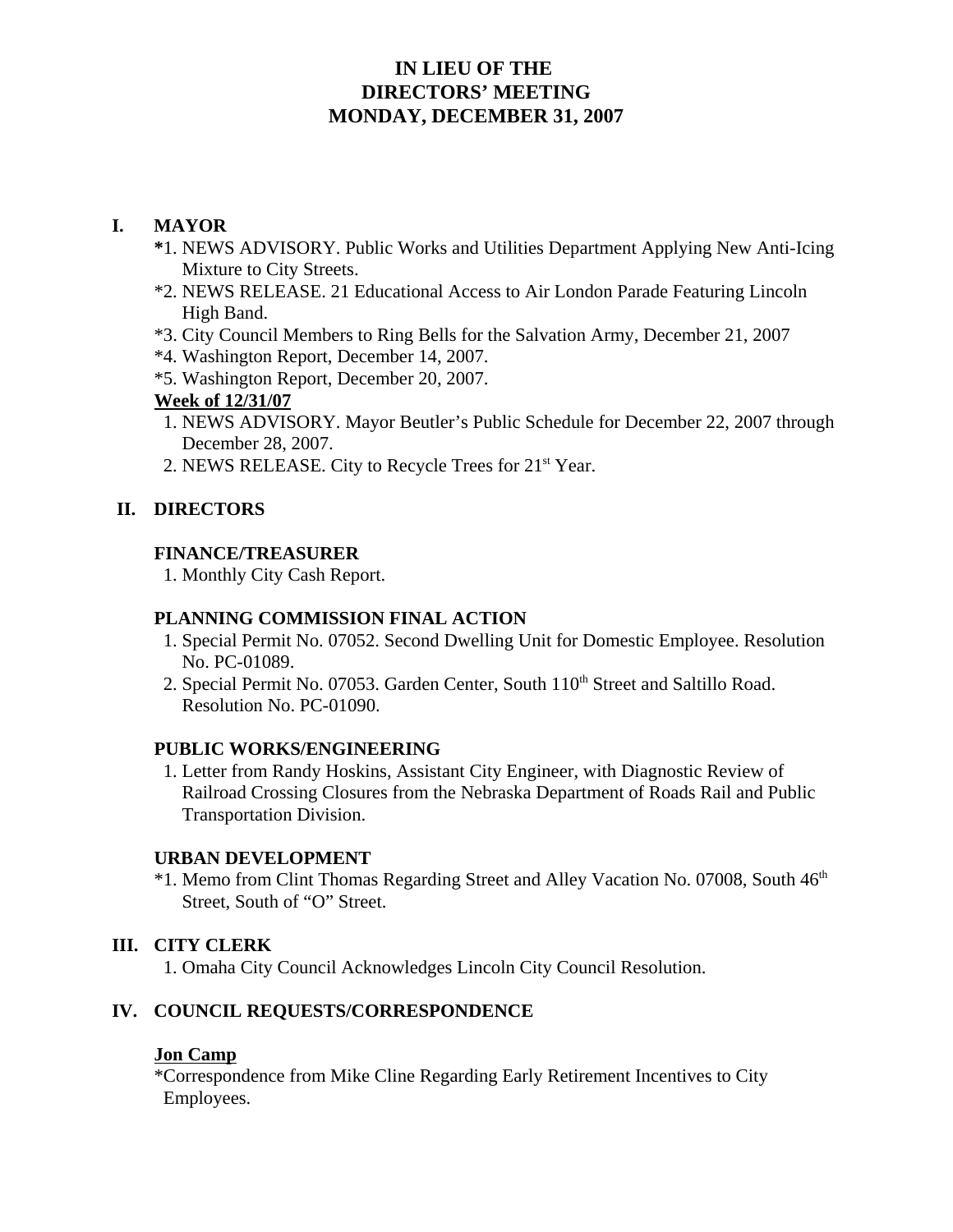# IN LIEU OF THE DIRECTORS' MEETING MONDAY, DECEMBER 31, 2007

## I. MAYOR

*1. NEWS ADVISORY. Public Works and Utilities Department Applying New Anti-Icing Mixture to City Streets.

*2. NEWS RELEASE. 21 Educational Access to Air London Parade Featuring Lincoln High Band.

*3. City Council Members to Ring Bells for the Salvation Army, December 21, 2007

*4. Washington Report, December 14, 2007.

*5. Washington Report, December 20, 2007.

**Week of 12/31/07**

1. NEWS ADVISORY. Mayor Beutler's Public Schedule for December 22, 2007 through December 28, 2007.
2. NEWS RELEASE. City to Recycle Trees for 21st Year.

## II. DIRECTORS

### FINANCE/TREASURER

1. Monthly City Cash Report.

### PLANNING COMMISSION FINAL ACTION

1. Special Permit No. 07052. Second Dwelling Unit for Domestic Employee. Resolution No. PC-01089.
2. Special Permit No. 07053. Garden Center, South 110th Street and Saltillo Road. Resolution No. PC-01090.

### PUBLIC WORKS/ENGINEERING

1. Letter from Randy Hoskins, Assistant City Engineer, with Diagnostic Review of Railroad Crossing Closures from the Nebraska Department of Roads Rail and Public Transportation Division.

### URBAN DEVELOPMENT

*1. Memo from Clint Thomas Regarding Street and Alley Vacation No. 07008, South 46th Street, South of "O" Street.

## III. CITY CLERK

1. Omaha City Council Acknowledges Lincoln City Council Resolution.

## IV. COUNCIL REQUESTS/CORRESPONDENCE

**Jon Camp**

*Correspondence from Mike Cline Regarding Early Retirement Incentives to City Employees.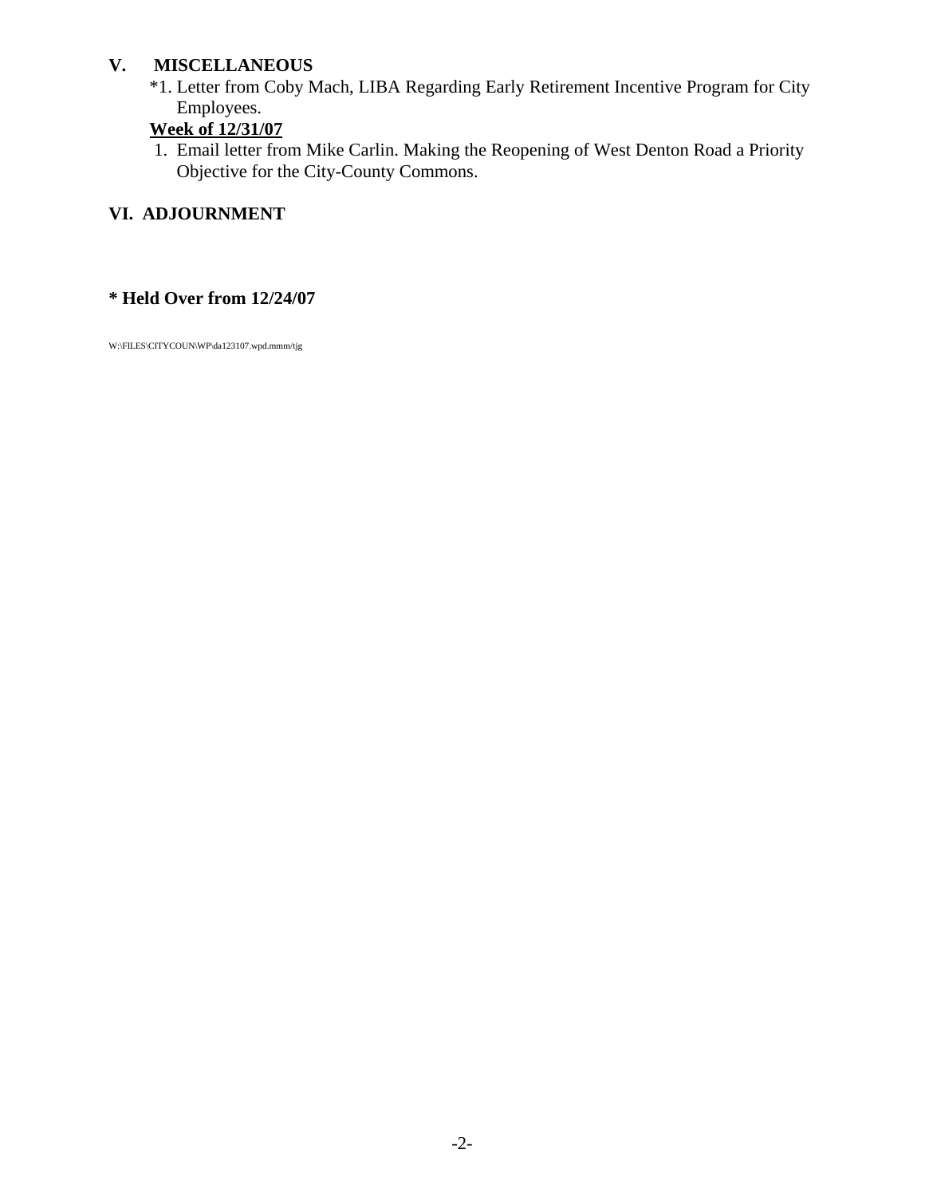## V. MISCELLANEOUS

*1. Letter from Coby Mach, LIBA Regarding Early Retirement Incentive Program for City Employees.

**Week of 12/31/07**

1. Email letter from Mike Carlin. Making the Reopening of West Denton Road a Priority Objective for the City-County Commons.

## VI. ADJOURNMENT

**\* Held Over from 12/24/07**

W:\FILES\CITYCOUN\WP\da123107.wpd.mmm/tjg